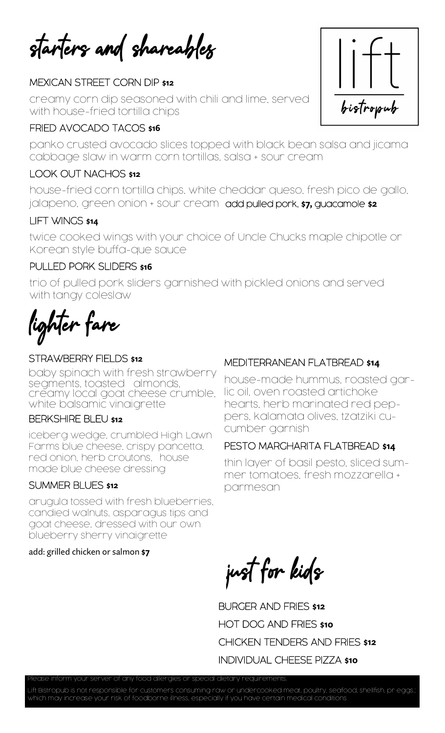# starters and shareables

lift bistropub

### MEXICAN STREET CORN DIP **$12**

creamy corn dip seasoned with chili and lime, served with house-fried tortilla chips

### FRIED AVOCADO TACOS **$16**

panko crusted avocado slices topped with black bean salsa and jicama cabbage slaw in warm corn tortillas, salsa + sour cream

### LOOK OUT NACHOS **$12**

house-fried corn tortilla chips, white cheddar queso, fresh pico de gallo, jalapeno, green onion + sour cream **add pulled pork, $7, guacamole $2**

### LIFT WINGS **$14**

twice cooked wings with your choice of Uncle Chucks maple chipotle or Korean style buffa-que sauce

### PULLED PORK SLIDERS **$16**

trio of pulled pork sliders garnished with pickled onions and served with tangy coleslaw

# lighter fare

### STRAWBERRY FIELDS **$12**

baby spinach with fresh strawberry segments, toasted almonds, creamy local goat cheese crumble, white balsamic vinaigrette

### BERKSHIRE BLEU **$12**

iceberg wedge, crumbled High Lawn Farms blue cheese, crispy pancetta, red onion, herb croutons, house made blue cheese dressing

### SUMMER BLUES **$12**

arugula tossed with fresh blueberries, candied walnuts, asparagus tips and goat cheese, dressed with our own blueberry sherry vinaigrette

add: grilled chicken or salmon **$7**

### MEDITERRANEAN FLATBREAD **$14**

house-made hummus, roasted garlic oil, oven roasted artichoke hearts, herb marinated red peppers, kalamata olives, tzatziki cucumber garnish

### PESTO MARGHARITA FLATBREAD **$14**

thin layer of basil pesto, sliced summer tomatoes, fresh mozzarella + parmesan

# just for kids

BURGER AND FRIES **$12**

HOT DOG AND FRIES **$10**

CHICKEN TENDERS AND FRIES **$12**

INDIVIDUAL CHEESE PIZZA **$10**

Please inform your server of any food allergies or special dietary requirements.

Lift Bistropub is not responsible for customers consuming raw or undercooked meat, poultry, seafood, shellfish, pr eggs., which may increase your risk of foodborne illness, especially if you have certain medical conditions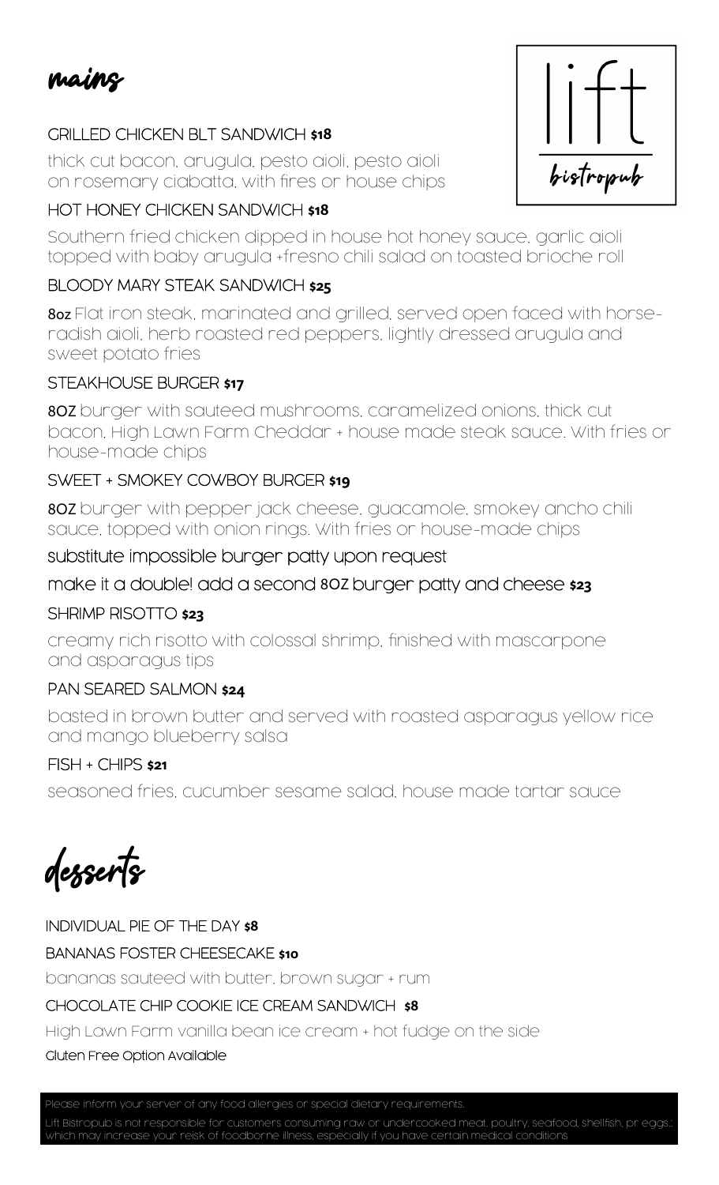# mains

lift bistropub

### GRILLED CHICKEN BLT SANDWICH **$18**

thick cut bacon, arugula, pesto aioli, pesto aioli on rosemary ciabatta, with fires or house chips

### HOT HONEY CHICKEN SANDWICH **$18**

Southern fried chicken dipped in house hot honey sauce, garlic aioli topped with baby arugula +fresno chili salad on toasted brioche roll

### BLOODY MARY STEAK SANDWICH **$25**

**8oz** Flat iron steak, marinated and grilled, served open faced with horse-radish aioli, herb roasted red peppers, lightly dressed arugula and sweet potato fries

### STEAKHOUSE BURGER **$17**

**8OZ** burger with sauteed mushrooms, caramelized onions, thick cut bacon, High Lawn Farm Cheddar + house made steak sauce. With fries or house-made chips

### SWEET + SMOKEY COWBOY BURGER **$19**

**8OZ** burger with pepper jack cheese, guacamole, smokey ancho chili sauce, topped with onion rings. With fries or house-made chips

substitute impossible burger patty upon request

make it a double! add a second 8OZ burger patty and cheese **$23**

### SHRIMP RISOTTO **$23**

creamy rich risotto with colossal shrimp, finished with mascarpone and asparagus tips

### PAN SEARED SALMON **$24**

basted in brown butter and served with roasted asparagus yellow rice and mango blueberry salsa

### FISH + CHIPS **$21**

seasoned fries, cucumber sesame salad, house made tartar sauce

# desserts

### INDIVIDUAL PIE OF THE DAY **$8**

### BANANAS FOSTER CHEESECAKE **$10**

bananas sauteed with butter, brown sugar + rum

### CHOCOLATE CHIP COOKIE ICE CREAM SANDWICH **$8**

High Lawn Farm vanilla bean ice cream + hot fudge on the side

Gluten Free Option Available

Please inform your server of any food allergies or special dietary requirements.

Lift Bistropub is not responsible for customers consuming raw or undercooked meat, poultry, seafood, shellfish, pr eggs., which may increase your reisk of foodborne illness, especially if you have certain medical conditions